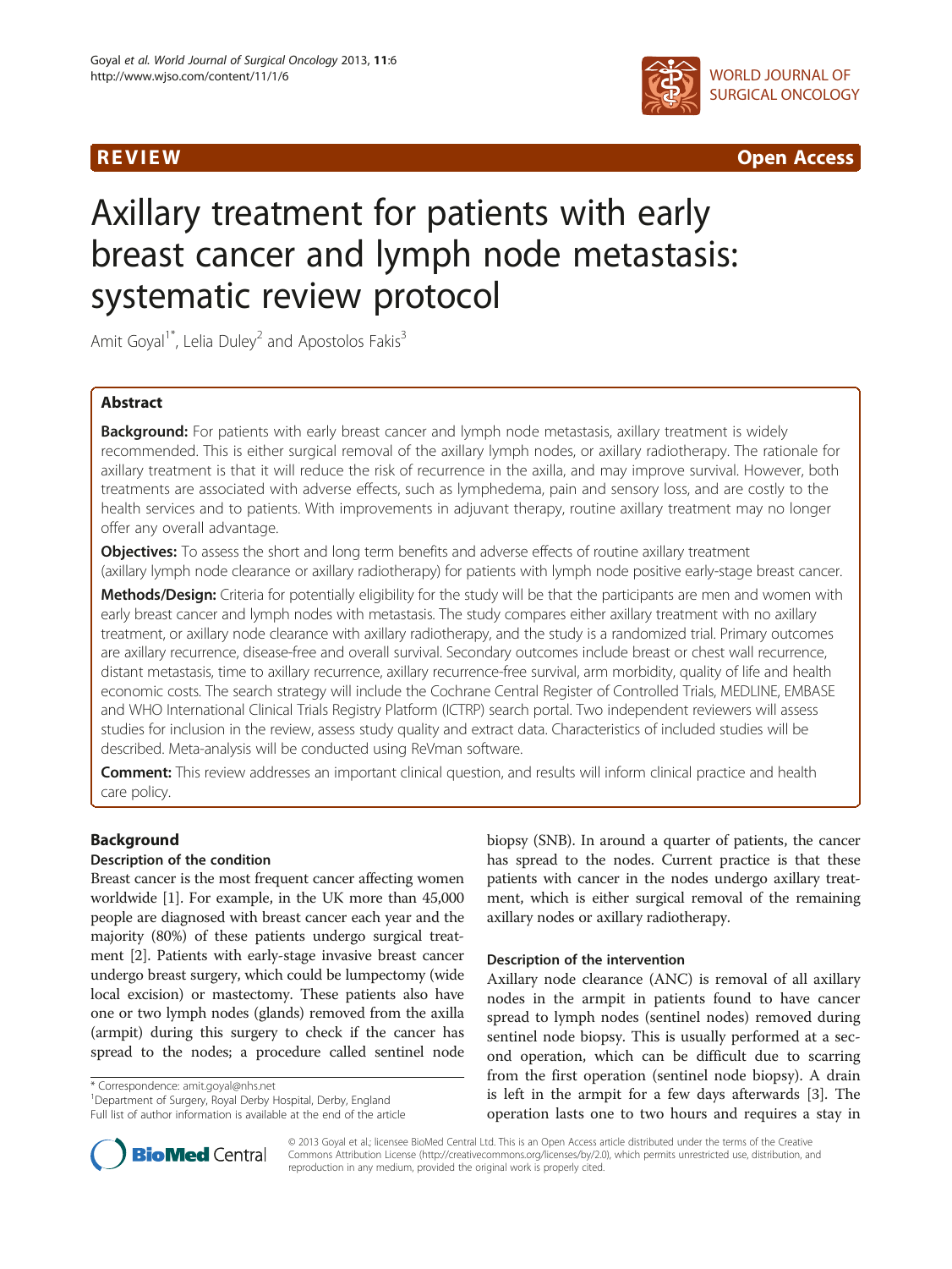REVIEW Open Access

# Axillary treatment for patients with early breast cancer and lymph node metastasis: systematic review protocol

Amit Goyal[1*], Lelia Duley[2] and Apostolos Fakis[3]

## Abstract

**Background:** For patients with early breast cancer and lymph node metastasis, axillary treatment is widely recommended. This is either surgical removal of the axillary lymph nodes, or axillary radiotherapy. The rationale for axillary treatment is that it will reduce the risk of recurrence in the axilla, and may improve survival. However, both treatments are associated with adverse effects, such as lymphedema, pain and sensory loss, and are costly to the health services and to patients. With improvements in adjuvant therapy, routine axillary treatment may no longer offer any overall advantage.

**Objectives:** To assess the short and long term benefits and adverse effects of routine axillary treatment (axillary lymph node clearance or axillary radiotherapy) for patients with lymph node positive early-stage breast cancer.

**Methods/Design:** Criteria for potentially eligibility for the study will be that the participants are men and women with early breast cancer and lymph nodes with metastasis. The study compares either axillary treatment with no axillary treatment, or axillary node clearance with axillary radiotherapy, and the study is a randomized trial. Primary outcomes are axillary recurrence, disease-free and overall survival. Secondary outcomes include breast or chest wall recurrence, distant metastasis, time to axillary recurrence, axillary recurrence-free survival, arm morbidity, quality of life and health economic costs. The search strategy will include the Cochrane Central Register of Controlled Trials, MEDLINE, EMBASE and WHO International Clinical Trials Registry Platform (ICTRP) search portal. Two independent reviewers will assess studies for inclusion in the review, assess study quality and extract data. Characteristics of included studies will be described. Meta-analysis will be conducted using ReVman software.

**Comment:** This review addresses an important clinical question, and results will inform clinical practice and health care policy.

## Background

### Description of the condition

Breast cancer is the most frequent cancer affecting women worldwide [1]. For example, in the UK more than 45,000 people are diagnosed with breast cancer each year and the majority (80%) of these patients undergo surgical treatment [2]. Patients with early-stage invasive breast cancer undergo breast surgery, which could be lumpectomy (wide local excision) or mastectomy. These patients also have one or two lymph nodes (glands) removed from the axilla (armpit) during this surgery to check if the cancer has spread to the nodes; a procedure called sentinel node biopsy (SNB). In around a quarter of patients, the cancer has spread to the nodes. Current practice is that these patients with cancer in the nodes undergo axillary treatment, which is either surgical removal of the remaining axillary nodes or axillary radiotherapy.

### Description of the intervention

Axillary node clearance (ANC) is removal of all axillary nodes in the armpit in patients found to have cancer spread to lymph nodes (sentinel nodes) removed during sentinel node biopsy. This is usually performed at a second operation, which can be difficult due to scarring from the first operation (sentinel node biopsy). A drain is left in the armpit for a few days afterwards [3]. The operation lasts one to two hours and requires a stay in

\* Correspondence: amit.goyal@nhs.net
[1]Department of Surgery, Royal Derby Hospital, Derby, England
Full list of author information is available at the end of the article

© 2013 Goyal et al.; licensee BioMed Central Ltd. This is an Open Access article distributed under the terms of the Creative Commons Attribution License (http://creativecommons.org/licenses/by/2.0), which permits unrestricted use, distribution, and reproduction in any medium, provided the original work is properly cited.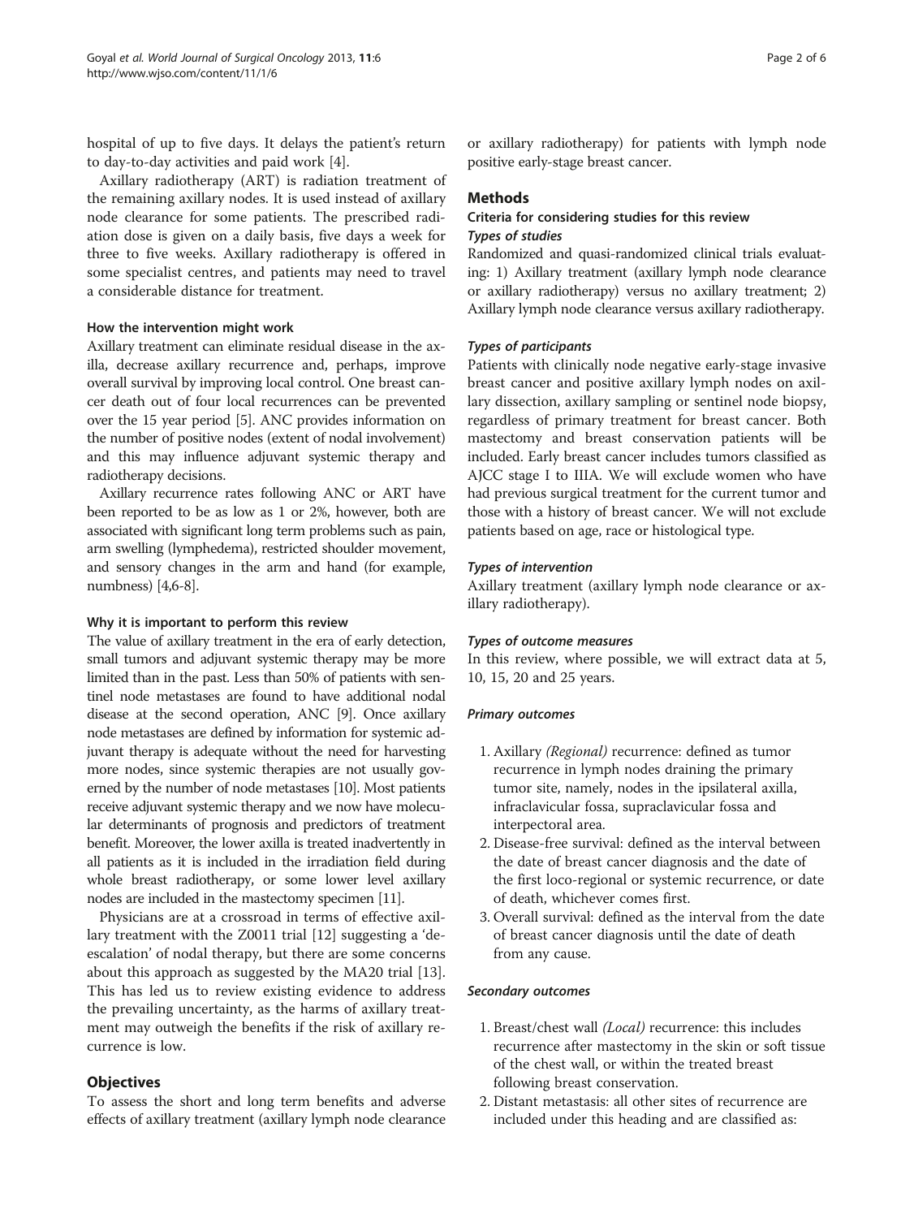hospital of up to five days. It delays the patient's return to day-to-day activities and paid work [4].

Axillary radiotherapy (ART) is radiation treatment of the remaining axillary nodes. It is used instead of axillary node clearance for some patients. The prescribed radiation dose is given on a daily basis, five days a week for three to five weeks. Axillary radiotherapy is offered in some specialist centres, and patients may need to travel a considerable distance for treatment.

### How the intervention might work

Axillary treatment can eliminate residual disease in the axilla, decrease axillary recurrence and, perhaps, improve overall survival by improving local control. One breast cancer death out of four local recurrences can be prevented over the 15 year period [5]. ANC provides information on the number of positive nodes (extent of nodal involvement) and this may influence adjuvant systemic therapy and radiotherapy decisions.

Axillary recurrence rates following ANC or ART have been reported to be as low as 1 or 2%, however, both are associated with significant long term problems such as pain, arm swelling (lymphedema), restricted shoulder movement, and sensory changes in the arm and hand (for example, numbness) [4,6-8].

### Why it is important to perform this review

The value of axillary treatment in the era of early detection, small tumors and adjuvant systemic therapy may be more limited than in the past. Less than 50% of patients with sentinel node metastases are found to have additional nodal disease at the second operation, ANC [9]. Once axillary node metastases are defined by information for systemic adjuvant therapy is adequate without the need for harvesting more nodes, since systemic therapies are not usually governed by the number of node metastases [10]. Most patients receive adjuvant systemic therapy and we now have molecular determinants of prognosis and predictors of treatment benefit. Moreover, the lower axilla is treated inadvertently in all patients as it is included in the irradiation field during whole breast radiotherapy, or some lower level axillary nodes are included in the mastectomy specimen [11].

Physicians are at a crossroad in terms of effective axillary treatment with the Z0011 trial [12] suggesting a 'de-escalation' of nodal therapy, but there are some concerns about this approach as suggested by the MA20 trial [13]. This has led us to review existing evidence to address the prevailing uncertainty, as the harms of axillary treatment may outweigh the benefits if the risk of axillary recurrence is low.

## Objectives

To assess the short and long term benefits and adverse effects of axillary treatment (axillary lymph node clearance or axillary radiotherapy) for patients with lymph node positive early-stage breast cancer.

## Methods

### Criteria for considering studies for this review

#### *Types of studies*

Randomized and quasi-randomized clinical trials evaluating: 1) Axillary treatment (axillary lymph node clearance or axillary radiotherapy) versus no axillary treatment; 2) Axillary lymph node clearance versus axillary radiotherapy.

#### *Types of participants*

Patients with clinically node negative early-stage invasive breast cancer and positive axillary lymph nodes on axillary dissection, axillary sampling or sentinel node biopsy, regardless of primary treatment for breast cancer. Both mastectomy and breast conservation patients will be included. Early breast cancer includes tumors classified as AJCC stage I to IIIA. We will exclude women who have had previous surgical treatment for the current tumor and those with a history of breast cancer. We will not exclude patients based on age, race or histological type.

#### *Types of intervention*

Axillary treatment (axillary lymph node clearance or axillary radiotherapy).

#### *Types of outcome measures*

In this review, where possible, we will extract data at 5, 10, 15, 20 and 25 years.

#### *Primary outcomes*

1. Axillary *(Regional)* recurrence: defined as tumor recurrence in lymph nodes draining the primary tumor site, namely, nodes in the ipsilateral axilla, infraclavicular fossa, supraclavicular fossa and interpectoral area.
2. Disease-free survival: defined as the interval between the date of breast cancer diagnosis and the date of the first loco-regional or systemic recurrence, or date of death, whichever comes first.
3. Overall survival: defined as the interval from the date of breast cancer diagnosis until the date of death from any cause.

#### *Secondary outcomes*

1. Breast/chest wall *(Local)* recurrence: this includes recurrence after mastectomy in the skin or soft tissue of the chest wall, or within the treated breast following breast conservation.
2. Distant metastasis: all other sites of recurrence are included under this heading and are classified as: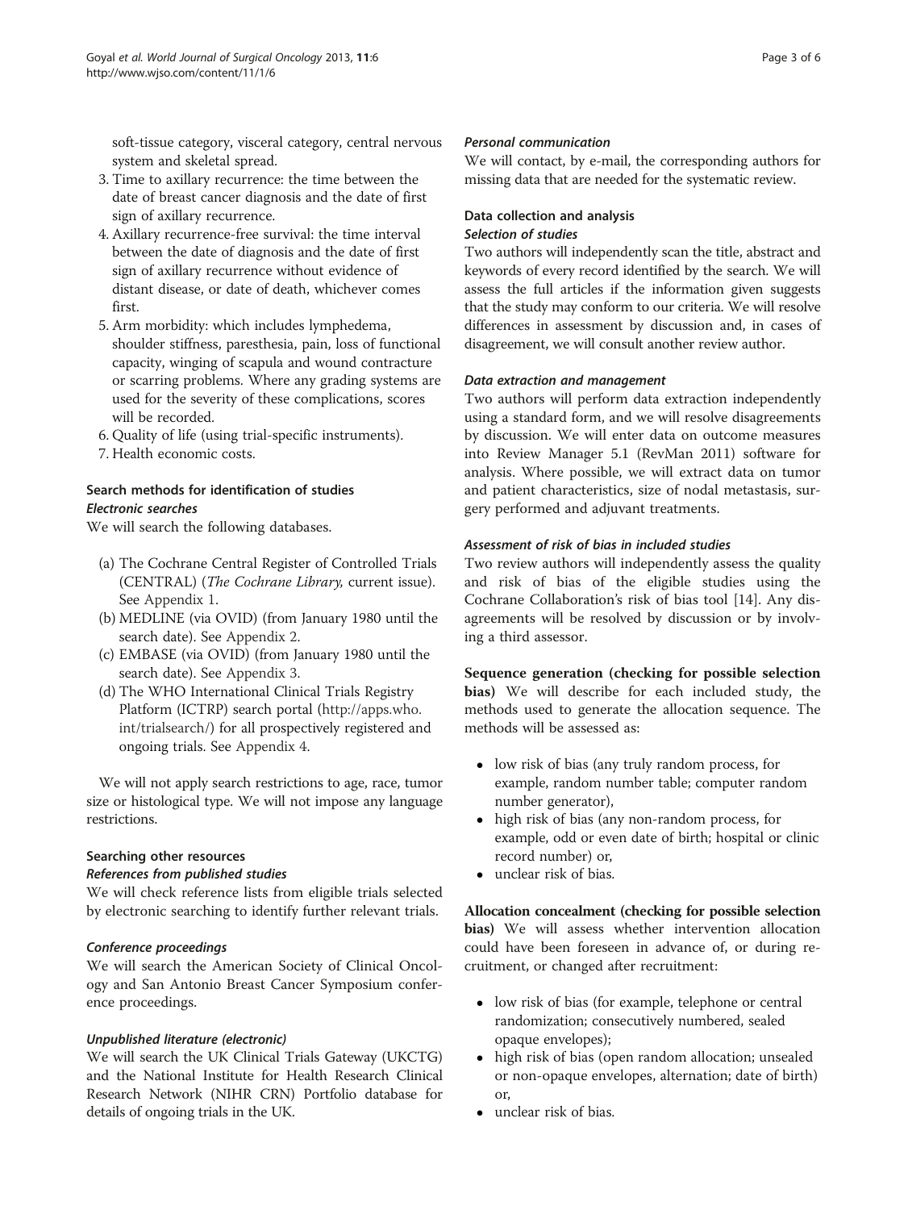soft-tissue category, visceral category, central nervous system and skeletal spread.

3. Time to axillary recurrence: the time between the date of breast cancer diagnosis and the date of first sign of axillary recurrence.
4. Axillary recurrence-free survival: the time interval between the date of diagnosis and the date of first sign of axillary recurrence without evidence of distant disease, or date of death, whichever comes first.
5. Arm morbidity: which includes lymphedema, shoulder stiffness, paresthesia, pain, loss of functional capacity, winging of scapula and wound contracture or scarring problems. Where any grading systems are used for the severity of these complications, scores will be recorded.
6. Quality of life (using trial-specific instruments).
7. Health economic costs.

### Search methods for identification of studies

#### *Electronic searches*

We will search the following databases.

(a) The Cochrane Central Register of Controlled Trials (CENTRAL) (*The Cochrane Library*, current issue). See Appendix 1.
(b) MEDLINE (via OVID) (from January 1980 until the search date). See Appendix 2.
(c) EMBASE (via OVID) (from January 1980 until the search date). See Appendix 3.
(d) The WHO International Clinical Trials Registry Platform (ICTRP) search portal (http://apps.who.int/trialsearch/) for all prospectively registered and ongoing trials. See Appendix 4.

We will not apply search restrictions to age, race, tumor size or histological type. We will not impose any language restrictions.

### Searching other resources

#### *References from published studies*

We will check reference lists from eligible trials selected by electronic searching to identify further relevant trials.

#### *Conference proceedings*

We will search the American Society of Clinical Oncology and San Antonio Breast Cancer Symposium conference proceedings.

#### *Unpublished literature (electronic)*

We will search the UK Clinical Trials Gateway (UKCTG) and the National Institute for Health Research Clinical Research Network (NIHR CRN) Portfolio database for details of ongoing trials in the UK.

#### *Personal communication*

We will contact, by e-mail, the corresponding authors for missing data that are needed for the systematic review.

### Data collection and analysis

#### *Selection of studies*

Two authors will independently scan the title, abstract and keywords of every record identified by the search. We will assess the full articles if the information given suggests that the study may conform to our criteria. We will resolve differences in assessment by discussion and, in cases of disagreement, we will consult another review author.

#### *Data extraction and management*

Two authors will perform data extraction independently using a standard form, and we will resolve disagreements by discussion. We will enter data on outcome measures into Review Manager 5.1 (RevMan 2011) software for analysis. Where possible, we will extract data on tumor and patient characteristics, size of nodal metastasis, surgery performed and adjuvant treatments.

#### *Assessment of risk of bias in included studies*

Two review authors will independently assess the quality and risk of bias of the eligible studies using the Cochrane Collaboration's risk of bias tool [14]. Any disagreements will be resolved by discussion or by involving a third assessor.

**Sequence generation (checking for possible selection bias)** We will describe for each included study, the methods used to generate the allocation sequence. The methods will be assessed as:

- low risk of bias (any truly random process, for example, random number table; computer random number generator),
- high risk of bias (any non-random process, for example, odd or even date of birth; hospital or clinic record number) or,
- unclear risk of bias.

**Allocation concealment (checking for possible selection bias)** We will assess whether intervention allocation could have been foreseen in advance of, or during recruitment, or changed after recruitment:

- low risk of bias (for example, telephone or central randomization; consecutively numbered, sealed opaque envelopes);
- high risk of bias (open random allocation; unsealed or non-opaque envelopes, alternation; date of birth) or,
- unclear risk of bias.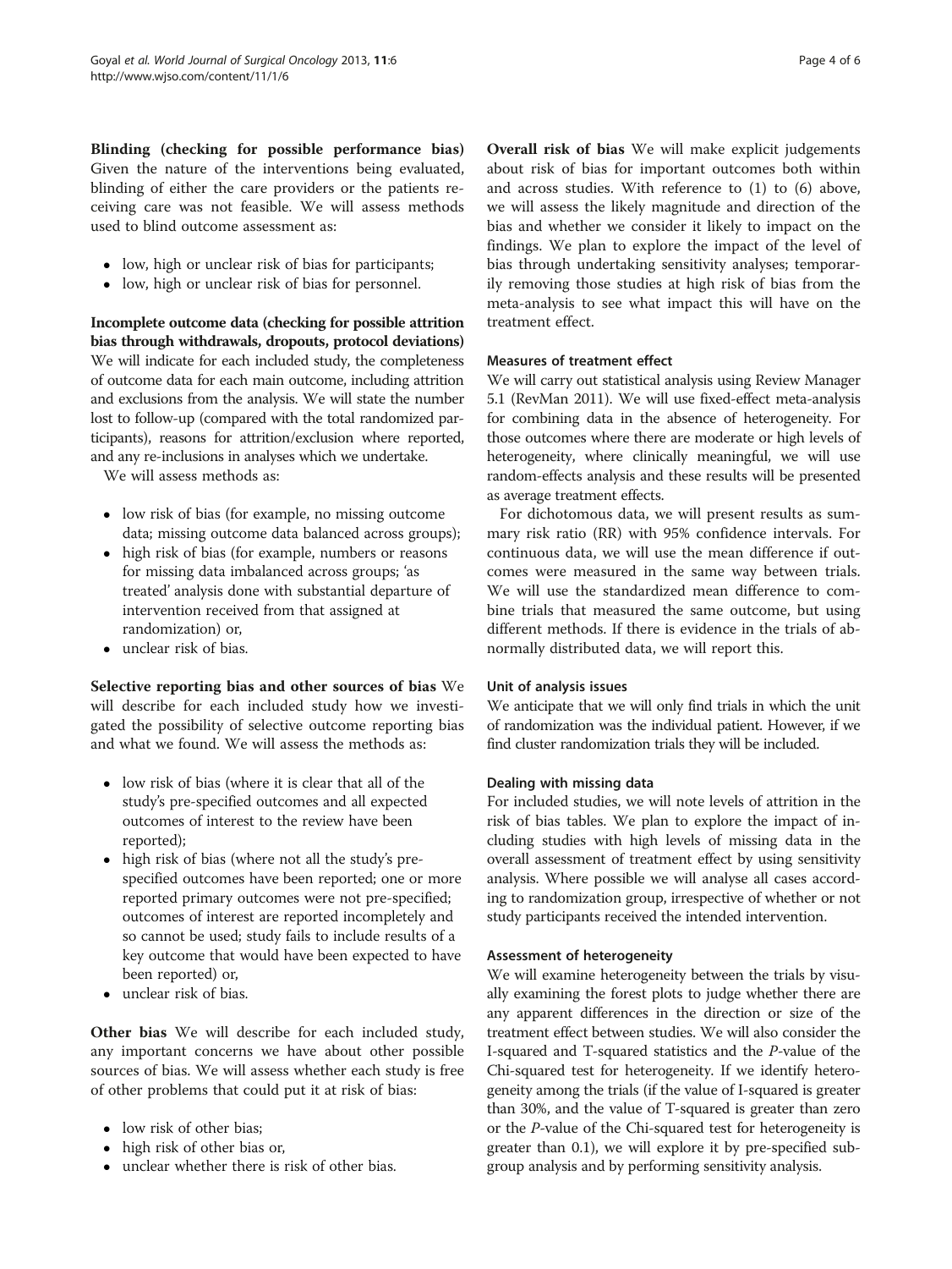**Blinding (checking for possible performance bias)** Given the nature of the interventions being evaluated, blinding of either the care providers or the patients receiving care was not feasible. We will assess methods used to blind outcome assessment as:

- low, high or unclear risk of bias for participants;
- low, high or unclear risk of bias for personnel.

**Incomplete outcome data (checking for possible attrition bias through withdrawals, dropouts, protocol deviations)** We will indicate for each included study, the completeness of outcome data for each main outcome, including attrition and exclusions from the analysis. We will state the number lost to follow-up (compared with the total randomized participants), reasons for attrition/exclusion where reported, and any re-inclusions in analyses which we undertake.

We will assess methods as:

- low risk of bias (for example, no missing outcome data; missing outcome data balanced across groups);
- high risk of bias (for example, numbers or reasons for missing data imbalanced across groups; 'as treated' analysis done with substantial departure of intervention received from that assigned at randomization) or,
- unclear risk of bias.

**Selective reporting bias and other sources of bias** We will describe for each included study how we investigated the possibility of selective outcome reporting bias and what we found. We will assess the methods as:

- low risk of bias (where it is clear that all of the study's pre-specified outcomes and all expected outcomes of interest to the review have been reported);
- high risk of bias (where not all the study's pre-specified outcomes have been reported; one or more reported primary outcomes were not pre-specified; outcomes of interest are reported incompletely and so cannot be used; study fails to include results of a key outcome that would have been expected to have been reported) or,
- unclear risk of bias.

**Other bias** We will describe for each included study, any important concerns we have about other possible sources of bias. We will assess whether each study is free of other problems that could put it at risk of bias:

- low risk of other bias;
- high risk of other bias or,
- unclear whether there is risk of other bias.

**Overall risk of bias** We will make explicit judgements about risk of bias for important outcomes both within and across studies. With reference to (1) to (6) above, we will assess the likely magnitude and direction of the bias and whether we consider it likely to impact on the findings. We plan to explore the impact of the level of bias through undertaking sensitivity analyses; temporarily removing those studies at high risk of bias from the meta-analysis to see what impact this will have on the treatment effect.

### Measures of treatment effect

We will carry out statistical analysis using Review Manager 5.1 (RevMan 2011). We will use fixed-effect meta-analysis for combining data in the absence of heterogeneity. For those outcomes where there are moderate or high levels of heterogeneity, where clinically meaningful, we will use random-effects analysis and these results will be presented as average treatment effects.

For dichotomous data, we will present results as summary risk ratio (RR) with 95% confidence intervals. For continuous data, we will use the mean difference if outcomes were measured in the same way between trials. We will use the standardized mean difference to combine trials that measured the same outcome, but using different methods. If there is evidence in the trials of abnormally distributed data, we will report this.

### Unit of analysis issues

We anticipate that we will only find trials in which the unit of randomization was the individual patient. However, if we find cluster randomization trials they will be included.

### Dealing with missing data

For included studies, we will note levels of attrition in the risk of bias tables. We plan to explore the impact of including studies with high levels of missing data in the overall assessment of treatment effect by using sensitivity analysis. Where possible we will analyse all cases according to randomization group, irrespective of whether or not study participants received the intended intervention.

### Assessment of heterogeneity

We will examine heterogeneity between the trials by visually examining the forest plots to judge whether there are any apparent differences in the direction or size of the treatment effect between studies. We will also consider the I-squared and T-squared statistics and the *P*-value of the Chi-squared test for heterogeneity. If we identify heterogeneity among the trials (if the value of I-squared is greater than 30%, and the value of T-squared is greater than zero or the *P*-value of the Chi-squared test for heterogeneity is greater than 0.1), we will explore it by pre-specified subgroup analysis and by performing sensitivity analysis.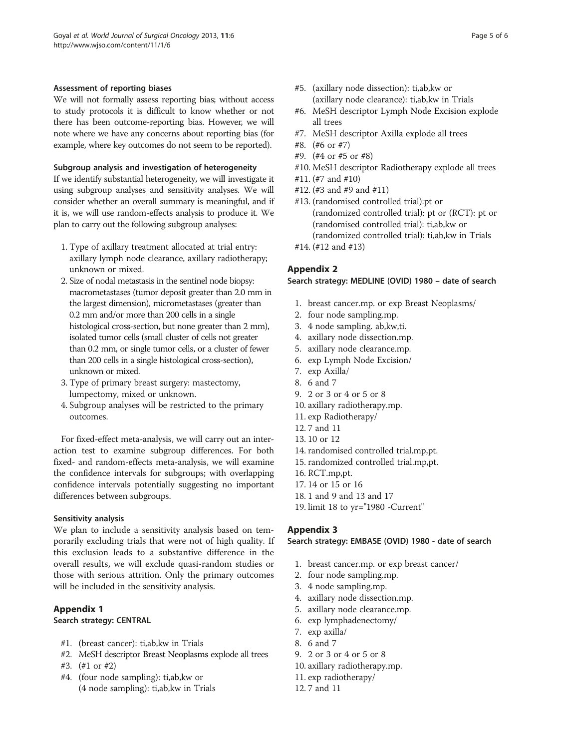#### Assessment of reporting biases

We will not formally assess reporting bias; without access to study protocols it is difficult to know whether or not there has been outcome-reporting bias. However, we will note where we have any concerns about reporting bias (for example, where key outcomes do not seem to be reported).

#### Subgroup analysis and investigation of heterogeneity

If we identify substantial heterogeneity, we will investigate it using subgroup analyses and sensitivity analyses. We will consider whether an overall summary is meaningful, and if it is, we will use random-effects analysis to produce it. We plan to carry out the following subgroup analyses:

1. Type of axillary treatment allocated at trial entry: axillary lymph node clearance, axillary radiotherapy; unknown or mixed.
2. Size of nodal metastasis in the sentinel node biopsy: macrometastases (tumor deposit greater than 2.0 mm in the largest dimension), micrometastases (greater than 0.2 mm and/or more than 200 cells in a single histological cross-section, but none greater than 2 mm), isolated tumor cells (small cluster of cells not greater than 0.2 mm, or single tumor cells, or a cluster of fewer than 200 cells in a single histological cross-section), unknown or mixed.
3. Type of primary breast surgery: mastectomy, lumpectomy, mixed or unknown.
4. Subgroup analyses will be restricted to the primary outcomes.

For fixed-effect meta-analysis, we will carry out an interaction test to examine subgroup differences. For both fixed- and random-effects meta-analysis, we will examine the confidence intervals for subgroups; with overlapping confidence intervals potentially suggesting no important differences between subgroups.

#### Sensitivity analysis

We plan to include a sensitivity analysis based on temporarily excluding trials that were not of high quality. If this exclusion leads to a substantive difference in the overall results, we will exclude quasi-random studies or those with serious attrition. Only the primary outcomes will be included in the sensitivity analysis.

## Appendix 1

#### Search strategy: CENTRAL

#1. (breast cancer): ti,ab,kw in Trials
#2. MeSH descriptor Breast Neoplasms explode all trees
#3. (#1 or #2)
#4. (four node sampling): ti,ab,kw or (4 node sampling): ti,ab,kw in Trials
#5. (axillary node dissection): ti,ab,kw or (axillary node clearance): ti,ab,kw in Trials
#6. MeSH descriptor Lymph Node Excision explode all trees
#7. MeSH descriptor Axilla explode all trees
#8. (#6 or #7)
#9. (#4 or #5 or #8)
#10. MeSH descriptor Radiotherapy explode all trees
#11. (#7 and #10)
#12. (#3 and #9 and #11)
#13. (randomised controlled trial):pt or (randomized controlled trial): pt or (RCT): pt or (randomised controlled trial): ti,ab,kw or (randomized controlled trial): ti,ab,kw in Trials
#14. (#12 and #13)

## Appendix 2

#### Search strategy: MEDLINE (OVID) 1980 – date of search

1. breast cancer.mp. or exp Breast Neoplasms/
2. four node sampling.mp.
3. 4 node sampling. ab,kw,ti.
4. axillary node dissection.mp.
5. axillary node clearance.mp.
6. exp Lymph Node Excision/
7. exp Axilla/
8. 6 and 7
9. 2 or 3 or 4 or 5 or 8
10. axillary radiotherapy.mp.
11. exp Radiotherapy/
12. 7 and 11
13. 10 or 12
14. randomised controlled trial.mp,pt.
15. randomized controlled trial.mp,pt.
16. RCT.mp,pt.
17. 14 or 15 or 16
18. 1 and 9 and 13 and 17
19. limit 18 to yr="1980 -Current"

## Appendix 3

#### Search strategy: EMBASE (OVID) 1980 - date of search

1. breast cancer.mp. or exp breast cancer/
2. four node sampling.mp.
3. 4 node sampling.mp.
4. axillary node dissection.mp.
5. axillary node clearance.mp.
6. exp lymphadenectomy/
7. exp axilla/
8. 6 and 7
9. 2 or 3 or 4 or 5 or 8
10. axillary radiotherapy.mp.
11. exp radiotherapy/
12. 7 and 11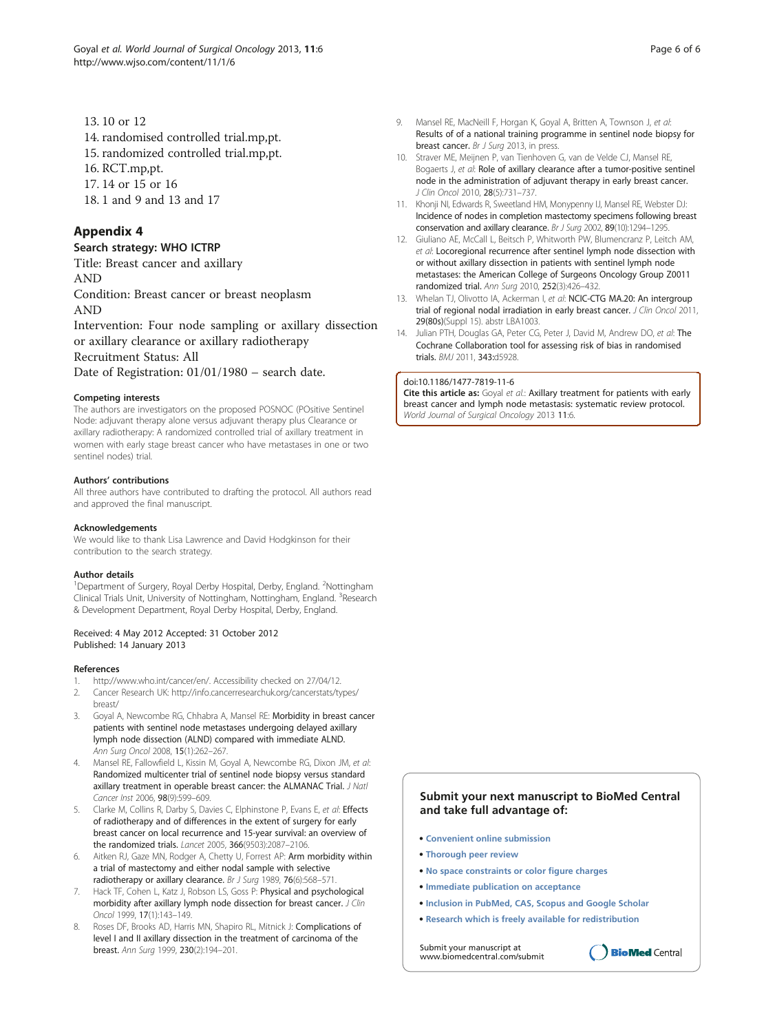13. 10 or 12
14. randomised controlled trial.mp,pt.
15. randomized controlled trial.mp,pt.
16. RCT.mp,pt.
17. 14 or 15 or 16
18. 1 and 9 and 13 and 17

## Appendix 4

### Search strategy: WHO ICTRP

Title: Breast cancer and axillary
AND
Condition: Breast cancer or breast neoplasm
AND
Intervention: Four node sampling or axillary dissection or axillary clearance or axillary radiotherapy
Recruitment Status: All
Date of Registration: 01/01/1980 – search date.

#### Competing interests

The authors are investigators on the proposed POSNOC (POsitive Sentinel Node: adjuvant therapy alone versus adjuvant therapy plus Clearance or axillary radiotherapy: A randomized controlled trial of axillary treatment in women with early stage breast cancer who have metastases in one or two sentinel nodes) trial.

#### Authors' contributions

All three authors have contributed to drafting the protocol. All authors read and approved the final manuscript.

#### Acknowledgements

We would like to thank Lisa Lawrence and David Hodgkinson for their contribution to the search strategy.

#### Author details

[1]Department of Surgery, Royal Derby Hospital, Derby, England. [2]Nottingham Clinical Trials Unit, University of Nottingham, Nottingham, England. [3]Research & Development Department, Royal Derby Hospital, Derby, England.

Received: 4 May 2012 Accepted: 31 October 2012
Published: 14 January 2013

#### References

1. http://www.who.int/cancer/en/. Accessibility checked on 27/04/12.
2. Cancer Research UK: http://info.cancerresearchuk.org/cancerstats/types/breast/
3. Goyal A, Newcombe RG, Chhabra A, Mansel RE: **Morbidity in breast cancer patients with sentinel node metastases undergoing delayed axillary lymph node dissection (ALND) compared with immediate ALND.** *Ann Surg Oncol* 2008, **15**(1):262–267.
4. Mansel RE, Fallowfield L, Kissin M, Goyal A, Newcombe RG, Dixon JM, *et al*: **Randomized multicenter trial of sentinel node biopsy versus standard axillary treatment in operable breast cancer: the ALMANAC Trial.** *J Natl Cancer Inst* 2006, **98**(9):599–609.
5. Clarke M, Collins R, Darby S, Davies C, Elphinstone P, Evans E, *et al*: **Effects of radiotherapy and of differences in the extent of surgery for early breast cancer on local recurrence and 15-year survival: an overview of the randomized trials.** *Lancet* 2005, **366**(9503):2087–2106.
6. Aitken RJ, Gaze MN, Rodger A, Chetty U, Forrest AP: **Arm morbidity within a trial of mastectomy and either nodal sample with selective radiotherapy or axillary clearance.** *Br J Surg* 1989, **76**(6):568–571.
7. Hack TF, Cohen L, Katz J, Robson LS, Goss P: **Physical and psychological morbidity after axillary lymph node dissection for breast cancer.** *J Clin Oncol* 1999, **17**(1):143–149.
8. Roses DF, Brooks AD, Harris MN, Shapiro RL, Mitnick J: **Complications of level I and II axillary dissection in the treatment of carcinoma of the breast.** *Ann Surg* 1999, **230**(2):194–201.
9. Mansel RE, MacNeill F, Horgan K, Goyal A, Britten A, Townson J, *et al*: **Results of of a national training programme in sentinel node biopsy for breast cancer.** *Br J Surg* 2013, in press.
10. Straver ME, Meijnen P, van Tienhoven G, van de Velde CJ, Mansel RE, Bogaerts J, *et al*: **Role of axillary clearance after a tumor-positive sentinel node in the administration of adjuvant therapy in early breast cancer.** *J Clin Oncol* 2010, **28**(5):731–737.
11. Khonji NI, Edwards R, Sweetland HM, Monypenny IJ, Mansel RE, Webster DJ: **Incidence of nodes in completion mastectomy specimens following breast conservation and axillary clearance.** *Br J Surg* 2002, **89**(10):1294–1295.
12. Giuliano AE, McCall L, Beitsch P, Whitworth PW, Blumencranz P, Leitch AM, *et al*: **Locoregional recurrence after sentinel lymph node dissection with or without axillary dissection in patients with sentinel lymph node metastases: the American College of Surgeons Oncology Group Z0011 randomized trial.** *Ann Surg* 2010, **252**(3):426–432.
13. Whelan TJ, Olivotto IA, Ackerman I, *et al*: **NCIC-CTG MA.20: An intergroup trial of regional nodal irradiation in early breast cancer.** *J Clin Oncol* 2011, **29(80s)**(Suppl 15). abstr LBA1003.
14. Julian PTH, Douglas GA, Peter CG, Peter J, David M, Andrew DO, *et al*: **The Cochrane Collaboration tool for assessing risk of bias in randomised trials.** *BMJ* 2011, **343**:d5928.

doi:10.1186/1477-7819-11-6
**Cite this article as:** Goyal *et al.*: Axillary treatment for patients with early breast cancer and lymph node metastasis: systematic review protocol. *World Journal of Surgical Oncology* 2013 **11**:6.

**Submit your next manuscript to BioMed Central and take full advantage of:**

- **Convenient online submission**
- **Thorough peer review**
- **No space constraints or color figure charges**
- **Immediate publication on acceptance**
- **Inclusion in PubMed, CAS, Scopus and Google Scholar**
- **Research which is freely available for redistribution**

Submit your manuscript at
www.biomedcentral.com/submit

BioMed Central